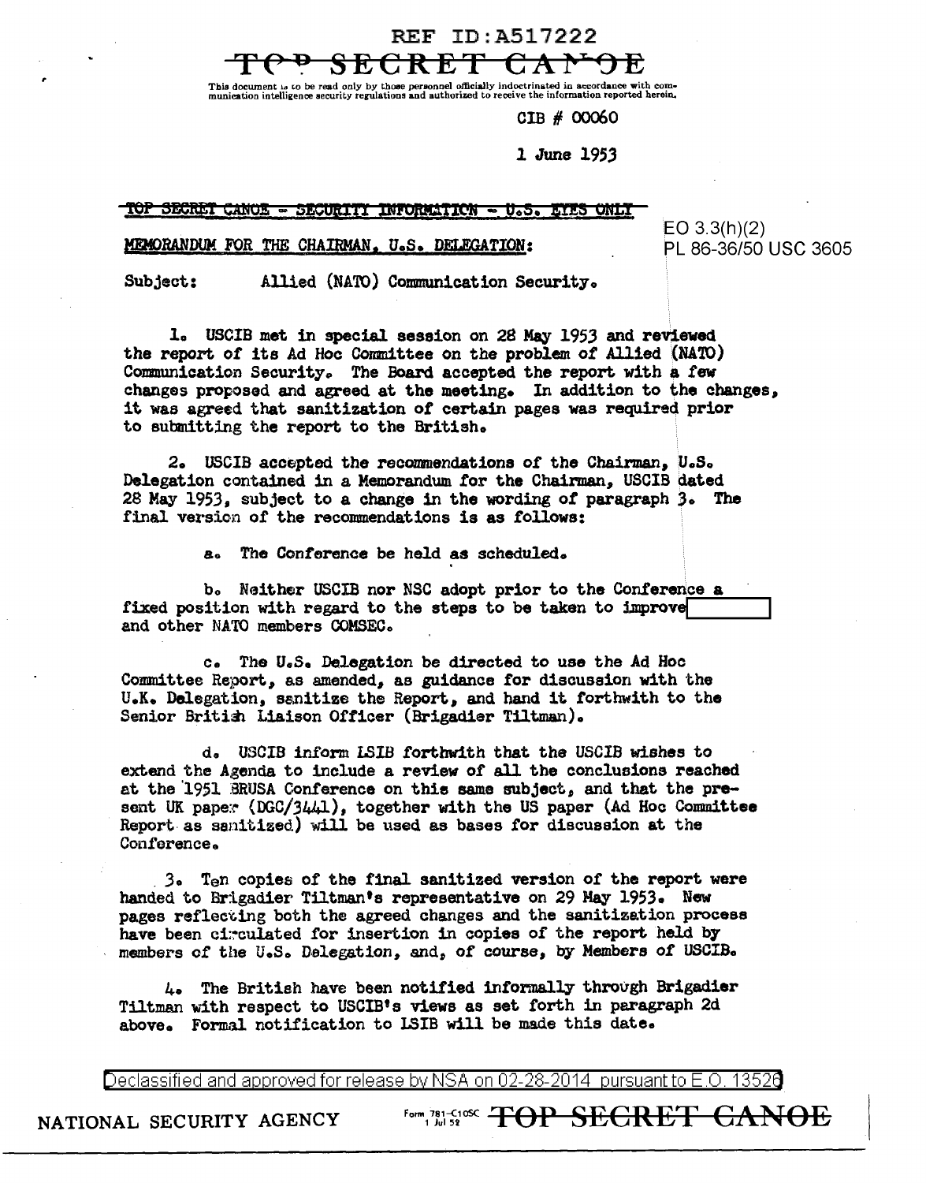REF ID:A517222

~~TOP SECRET CANOE~~

This document is to be read only by those personnel officially indoctrinated in accordance with communication intelligence security regulations and authorized to receive the information reported herein.

CIB # 00060

1 June 1953

~~TOP SECRET CANOE - SECURITY INFORMATION - U.S. EYES ONLY~~

EO 3.3(h)(2)
PL 86-36/50 USC 3605

MEMORANDUM FOR THE CHAIRMAN, U.S. DELEGATION:

Subject: Allied (NATO) Communication Security.

1. USCIB met in special session on 28 May 1953 and reviewed the report of its Ad Hoc Committee on the problem of Allied (NATO) Communication Security. The Board accepted the report with a few changes proposed and agreed at the meeting. In addition to the changes, it was agreed that sanitization of certain pages was required prior to submitting the report to the British.

2. USCIB accepted the recommendations of the Chairman, U.S. Delegation contained in a Memorandum for the Chairman, USCIB dated 28 May 1953, subject to a change in the wording of paragraph 3. The final version of the recommendations is as follows:

a. The Conference be held as scheduled.

b. Neither USCIB nor NSC adopt prior to the Conference a fixed position with regard to the steps to be taken to improve [ ] and other NATO members COMSEC.

c. The U.S. Delegation be directed to use the Ad Hoc Committee Report, as amended, as guidance for discussion with the U.K. Delegation, sanitize the Report, and hand it forthwith to the Senior British Liaison Officer (Brigadier Tiltman).

d. USCIB inform LSIB forthwith that the USCIB wishes to extend the Agenda to include a review of all the conclusions reached at the 1951 BRUSA Conference on this same subject, and that the present UK paper (DGC/3441), together with the US paper (Ad Hoc Committee Report as sanitized) will be used as bases for discussion at the Conference.

3. Ten copies of the final sanitized version of the report were handed to Brigadier Tiltman's representative on 29 May 1953. New pages reflecting both the agreed changes and the sanitization process have been circulated for insertion in copies of the report held by members of the U.S. Delegation, and, of course, by Members of USCIB.

4. The British have been notified informally through Brigadier Tiltman with respect to USCIB's views as set forth in paragraph 2d above. Formal notification to LSIB will be made this date.

Declassified and approved for release by NSA on 02-28-2014 pursuant to E.O. 13526

NATIONAL SECURITY AGENCY Form 781-C10SC 1 Jul 52 ~~TOP SECRET CANOE~~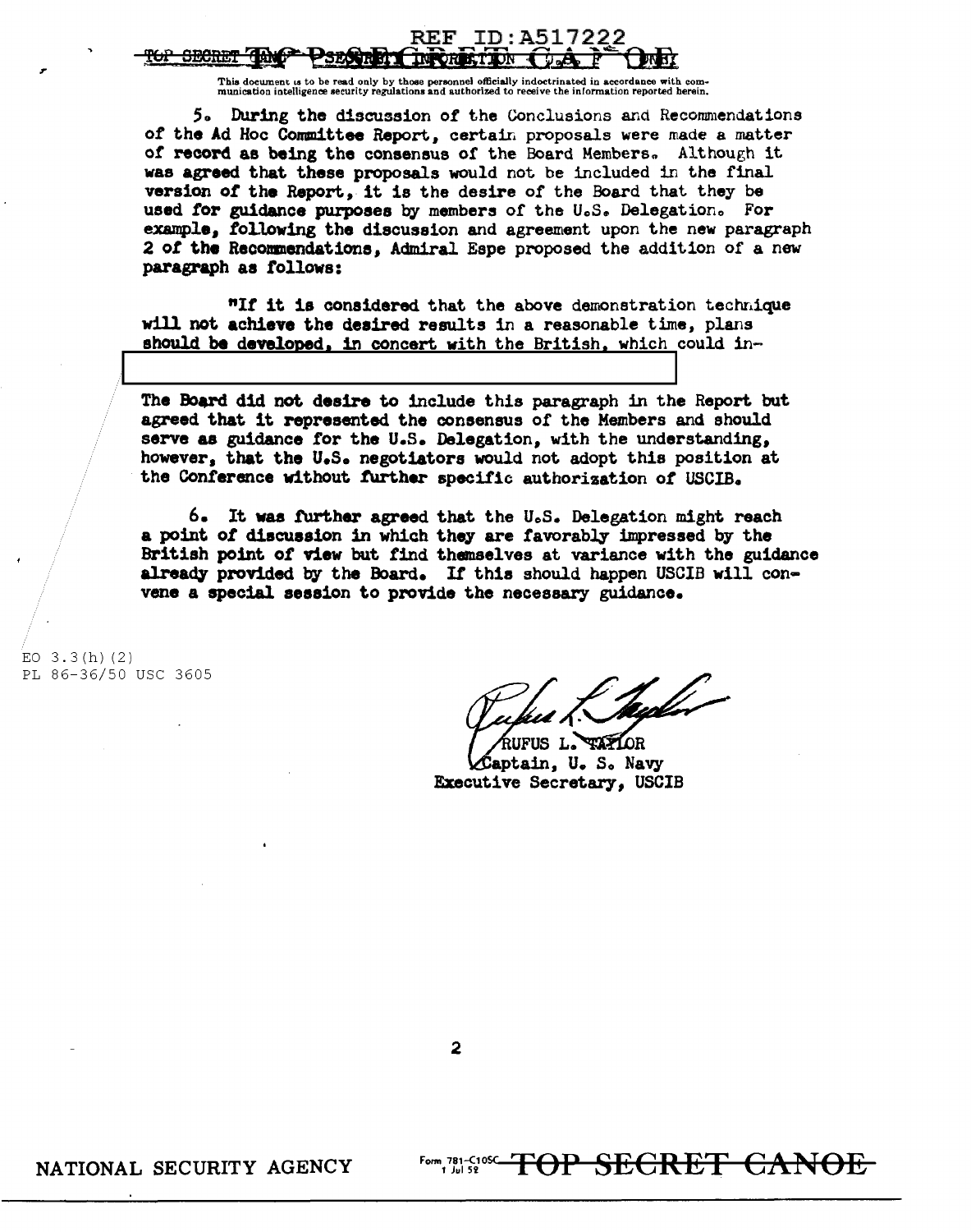REF ID:A517222

TOP SECRET CANOE

This document is to be read only by those personnel officially indoctrinated in accordance with communication intelligence security regulations and authorized to receive the information reported herein.

5. During the discussion of the Conclusions and Recommendations of the Ad Hoc Committee Report, certain proposals were made a matter of record as being the consensus of the Board Members. Although it was agreed that these proposals would not be included in the final version of the Report, it is the desire of the Board that they be used for guidance purposes by members of the U.S. Delegation. For example, following the discussion and agreement upon the new paragraph 2 of the Recommendations, Admiral Espe proposed the addition of a new paragraph as follows:

"If it is considered that the above demonstration technique will not achieve the desired results in a reasonable time, plans should be developed, in concert with the British, which could in-

The Board did not desire to include this paragraph in the Report but agreed that it represented the consensus of the Members and should serve as guidance for the U.S. Delegation, with the understanding, however, that the U.S. negotiators would not adopt this position at the Conference without further specific authorization of USCIB.

6. It was further agreed that the U.S. Delegation might reach a point of discussion in which they are favorably impressed by the British point of view but find themselves at variance with the guidance already provided by the Board. If this should happen USCIB will convene a special session to provide the necessary guidance.

EO 3.3(h)(2)
PL 86-36/50 USC 3605

RUFUS L. TAYLOR
Captain, U. S. Navy
Executive Secretary, USCIB

NATIONAL SECURITY AGENCY

Form 781-C10SC 1 Jul 52 TOP SECRET CANOE